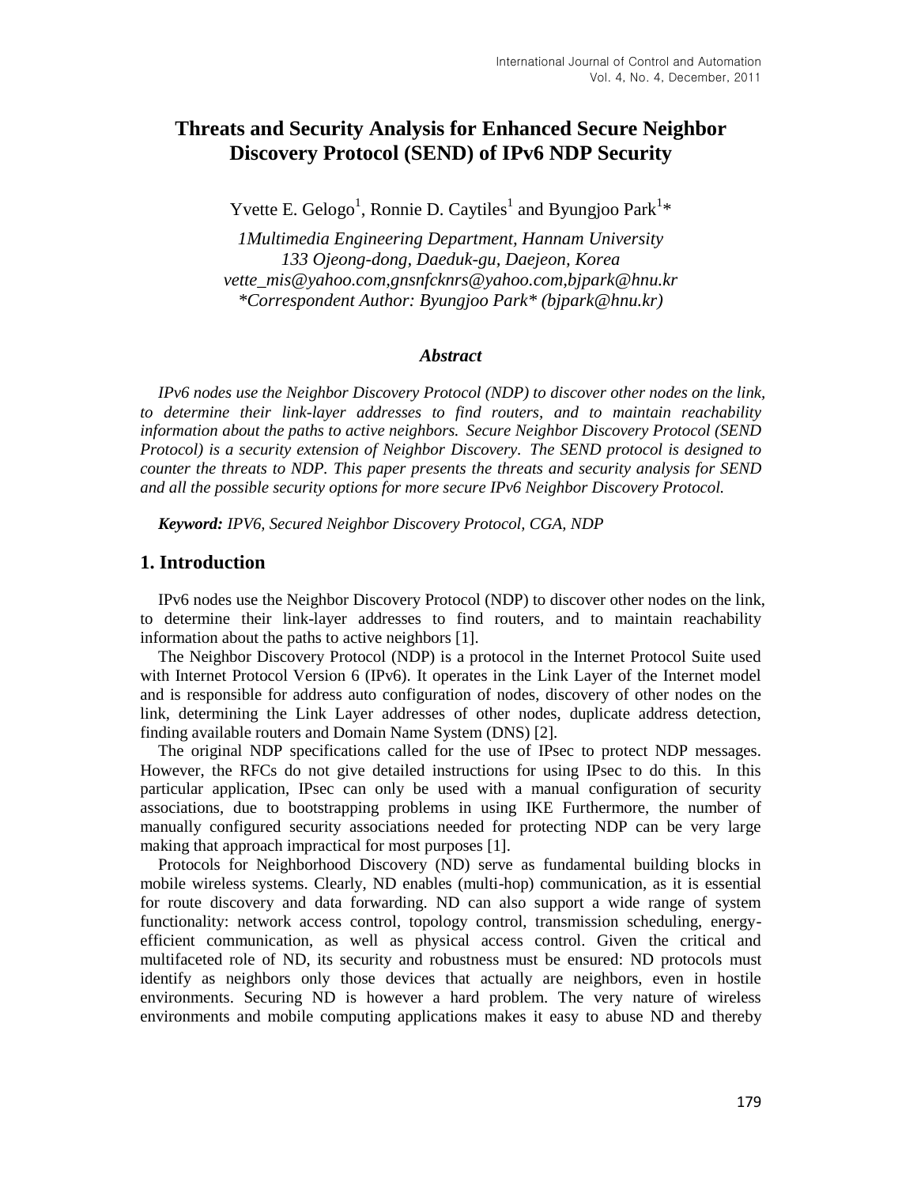# Threats and Security Analysis for Enhanced Secure Neighbor Discovery Protocol (SEND) of IPv6 NDP Security

Yvette E. Gelogo[1], Ronnie D. Caytiles[1] and Byungjoo Park[1]*

*1Multimedia Engineering Department, Hannam University*
*133 Ojeong-dong, Daeduk-gu, Daejeon, Korea*
*vette_mis@yahoo.com,gnsnfcknrs@yahoo.com,bjpark@hnu.kr*
*\*Correspondent Author: Byungjoo Park\* (bjpark@hnu.kr)*

### *Abstract*

*IPv6 nodes use the Neighbor Discovery Protocol (NDP) to discover other nodes on the link, to determine their link-layer addresses to find routers, and to maintain reachability information about the paths to active neighbors. Secure Neighbor Discovery Protocol (SEND Protocol) is a security extension of Neighbor Discovery. The SEND protocol is designed to counter the threats to NDP. This paper presents the threats and security analysis for SEND and all the possible security options for more secure IPv6 Neighbor Discovery Protocol.*

***Keyword:*** *IPV6, Secured Neighbor Discovery Protocol, CGA, NDP*

## 1. Introduction

IPv6 nodes use the Neighbor Discovery Protocol (NDP) to discover other nodes on the link, to determine their link-layer addresses to find routers, and to maintain reachability information about the paths to active neighbors [1].

The Neighbor Discovery Protocol (NDP) is a protocol in the Internet Protocol Suite used with Internet Protocol Version 6 (IPv6). It operates in the Link Layer of the Internet model and is responsible for address auto configuration of nodes, discovery of other nodes on the link, determining the Link Layer addresses of other nodes, duplicate address detection, finding available routers and Domain Name System (DNS) [2].

The original NDP specifications called for the use of IPsec to protect NDP messages. However, the RFCs do not give detailed instructions for using IPsec to do this. In this particular application, IPsec can only be used with a manual configuration of security associations, due to bootstrapping problems in using IKE Furthermore, the number of manually configured security associations needed for protecting NDP can be very large making that approach impractical for most purposes [1].

Protocols for Neighborhood Discovery (ND) serve as fundamental building blocks in mobile wireless systems. Clearly, ND enables (multi-hop) communication, as it is essential for route discovery and data forwarding. ND can also support a wide range of system functionality: network access control, topology control, transmission scheduling, energy-efficient communication, as well as physical access control. Given the critical and multifaceted role of ND, its security and robustness must be ensured: ND protocols must identify as neighbors only those devices that actually are neighbors, even in hostile environments. Securing ND is however a hard problem. The very nature of wireless environments and mobile computing applications makes it easy to abuse ND and thereby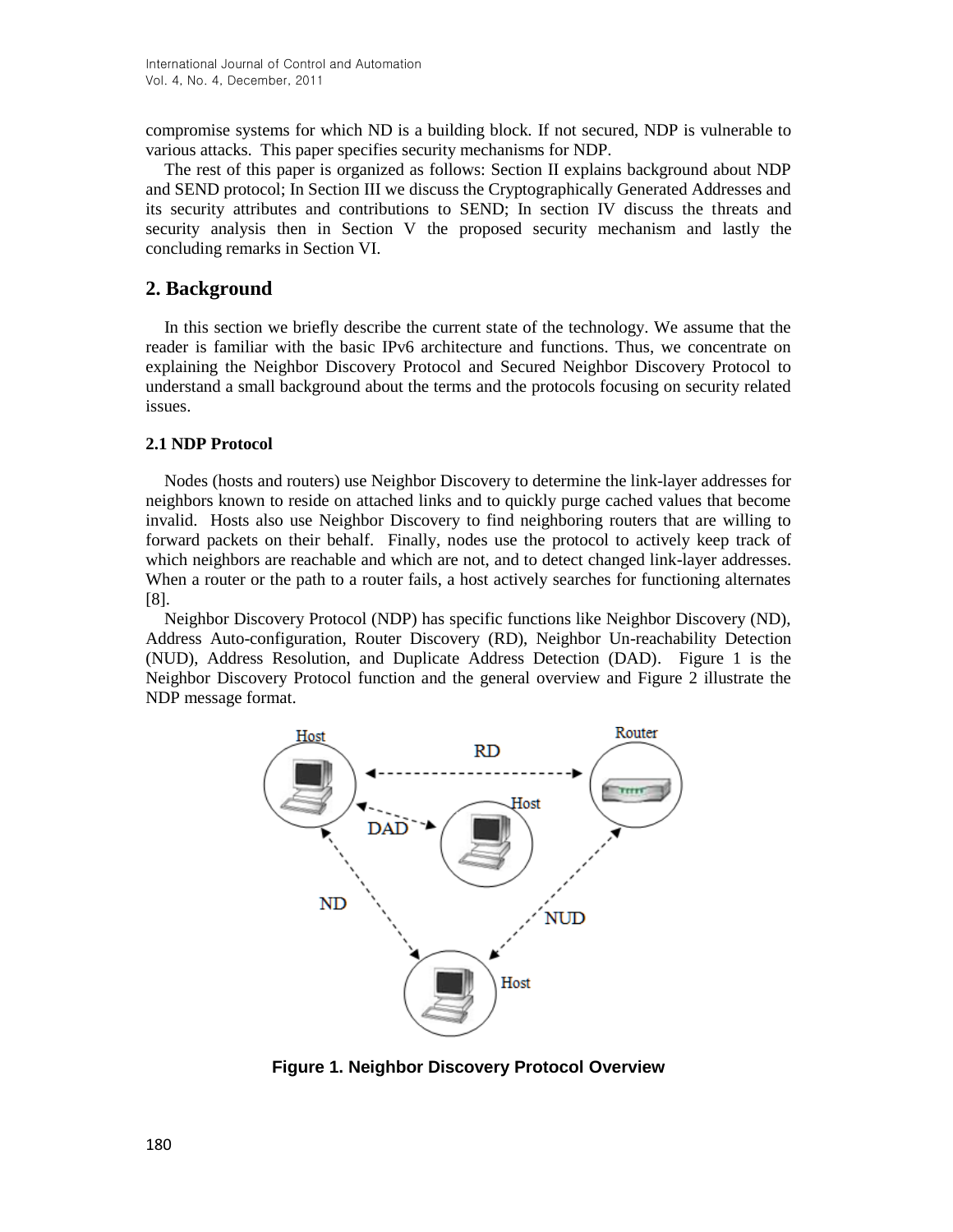compromise systems for which ND is a building block. If not secured, NDP is vulnerable to various attacks. This paper specifies security mechanisms for NDP.

The rest of this paper is organized as follows: Section II explains background about NDP and SEND protocol; In Section III we discuss the Cryptographically Generated Addresses and its security attributes and contributions to SEND; In section IV discuss the threats and security analysis then in Section V the proposed security mechanism and lastly the concluding remarks in Section VI.

## 2. Background

In this section we briefly describe the current state of the technology. We assume that the reader is familiar with the basic IPv6 architecture and functions. Thus, we concentrate on explaining the Neighbor Discovery Protocol and Secured Neighbor Discovery Protocol to understand a small background about the terms and the protocols focusing on security related issues.

### 2.1 NDP Protocol

Nodes (hosts and routers) use Neighbor Discovery to determine the link-layer addresses for neighbors known to reside on attached links and to quickly purge cached values that become invalid. Hosts also use Neighbor Discovery to find neighboring routers that are willing to forward packets on their behalf. Finally, nodes use the protocol to actively keep track of which neighbors are reachable and which are not, and to detect changed link-layer addresses. When a router or the path to a router fails, a host actively searches for functioning alternates [8].

Neighbor Discovery Protocol (NDP) has specific functions like Neighbor Discovery (ND), Address Auto-configuration, Router Discovery (RD), Neighbor Un-reachability Detection (NUD), Address Resolution, and Duplicate Address Detection (DAD). Figure 1 is the Neighbor Discovery Protocol function and the general overview and Figure 2 illustrate the NDP message format.

**Figure 1. Neighbor Discovery Protocol Overview**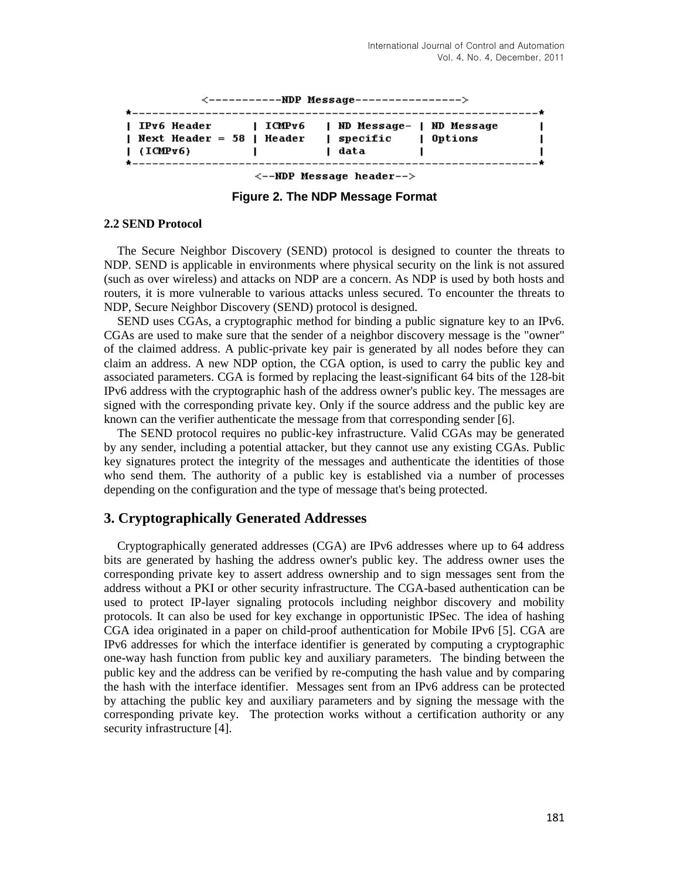```
            <-----------NDP Message---------------->
*-------------------------------------------------------------*
| IPv6 Header      | ICMPv6   | ND Message- | ND Message      |
| Next Header = 58 | Header   | specific    | Options         |
| (ICMPv6)         |          | data        |                 |
*-------------------------------------------------------------*
                     <--NDP Message header-->
```

**Figure 2. The NDP Message Format**

### 2.2 SEND Protocol

The Secure Neighbor Discovery (SEND) protocol is designed to counter the threats to NDP. SEND is applicable in environments where physical security on the link is not assured (such as over wireless) and attacks on NDP are a concern. As NDP is used by both hosts and routers, it is more vulnerable to various attacks unless secured. To encounter the threats to NDP, Secure Neighbor Discovery (SEND) protocol is designed.

SEND uses CGAs, a cryptographic method for binding a public signature key to an IPv6. CGAs are used to make sure that the sender of a neighbor discovery message is the "owner" of the claimed address. A public-private key pair is generated by all nodes before they can claim an address. A new NDP option, the CGA option, is used to carry the public key and associated parameters. CGA is formed by replacing the least-significant 64 bits of the 128-bit IPv6 address with the cryptographic hash of the address owner's public key. The messages are signed with the corresponding private key. Only if the source address and the public key are known can the verifier authenticate the message from that corresponding sender [6].

The SEND protocol requires no public-key infrastructure. Valid CGAs may be generated by any sender, including a potential attacker, but they cannot use any existing CGAs. Public key signatures protect the integrity of the messages and authenticate the identities of those who send them. The authority of a public key is established via a number of processes depending on the configuration and the type of message that's being protected.

## 3. Cryptographically Generated Addresses

Cryptographically generated addresses (CGA) are IPv6 addresses where up to 64 address bits are generated by hashing the address owner's public key. The address owner uses the corresponding private key to assert address ownership and to sign messages sent from the address without a PKI or other security infrastructure. The CGA-based authentication can be used to protect IP-layer signaling protocols including neighbor discovery and mobility protocols. It can also be used for key exchange in opportunistic IPSec. The idea of hashing CGA idea originated in a paper on child-proof authentication for Mobile IPv6 [5]. CGA are IPv6 addresses for which the interface identifier is generated by computing a cryptographic one-way hash function from public key and auxiliary parameters. The binding between the public key and the address can be verified by re-computing the hash value and by comparing the hash with the interface identifier. Messages sent from an IPv6 address can be protected by attaching the public key and auxiliary parameters and by signing the message with the corresponding private key. The protection works without a certification authority or any security infrastructure [4].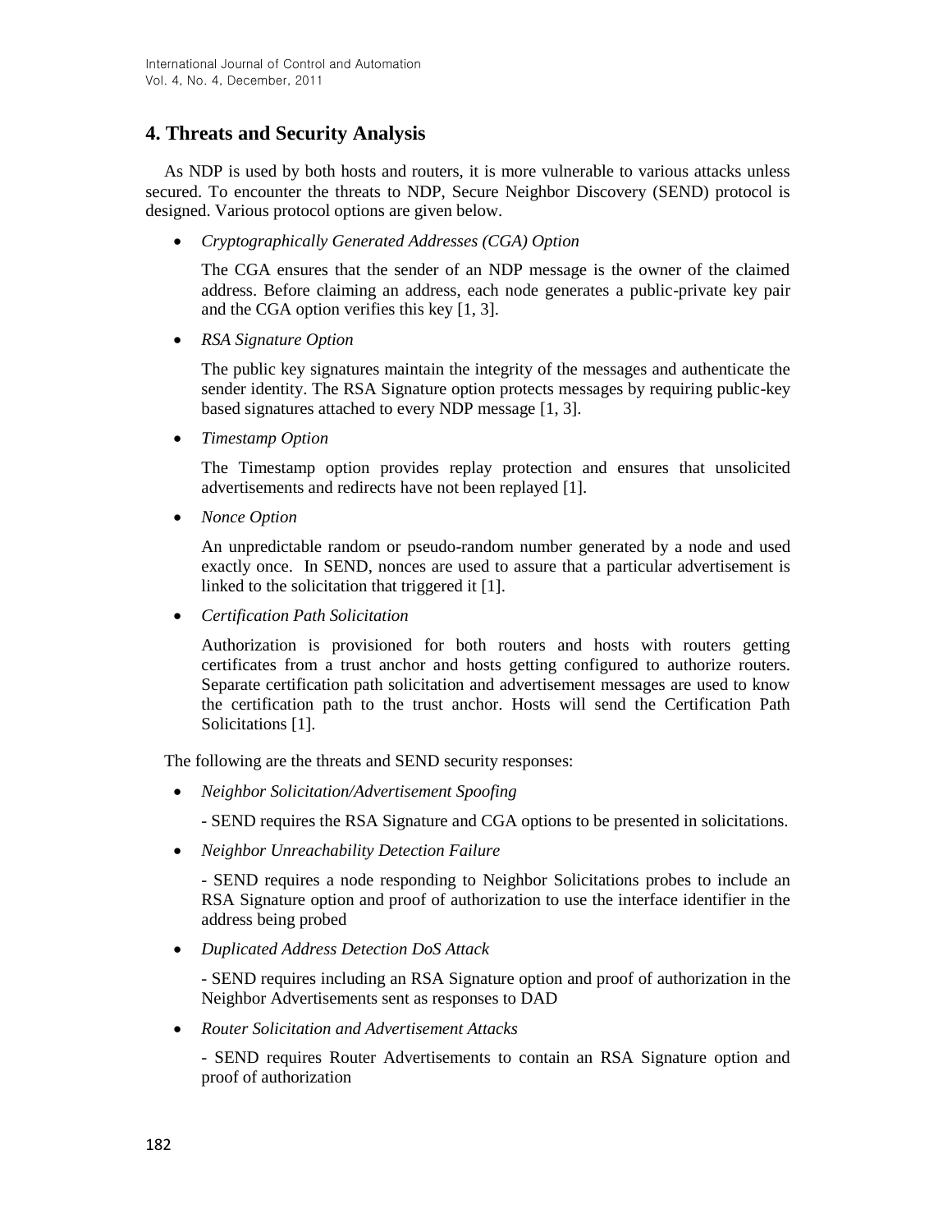## 4. Threats and Security Analysis

As NDP is used by both hosts and routers, it is more vulnerable to various attacks unless secured. To encounter the threats to NDP, Secure Neighbor Discovery (SEND) protocol is designed. Various protocol options are given below.

- *Cryptographically Generated Addresses (CGA) Option*

  The CGA ensures that the sender of an NDP message is the owner of the claimed address. Before claiming an address, each node generates a public-private key pair and the CGA option verifies this key [1, 3].

- *RSA Signature Option*

  The public key signatures maintain the integrity of the messages and authenticate the sender identity. The RSA Signature option protects messages by requiring public-key based signatures attached to every NDP message [1, 3].

- *Timestamp Option*

  The Timestamp option provides replay protection and ensures that unsolicited advertisements and redirects have not been replayed [1].

- *Nonce Option*

  An unpredictable random or pseudo-random number generated by a node and used exactly once. In SEND, nonces are used to assure that a particular advertisement is linked to the solicitation that triggered it [1].

- *Certification Path Solicitation*

  Authorization is provisioned for both routers and hosts with routers getting certificates from a trust anchor and hosts getting configured to authorize routers. Separate certification path solicitation and advertisement messages are used to know the certification path to the trust anchor. Hosts will send the Certification Path Solicitations [1].

The following are the threats and SEND security responses:

- *Neighbor Solicitation/Advertisement Spoofing*

  - SEND requires the RSA Signature and CGA options to be presented in solicitations.

- *Neighbor Unreachability Detection Failure*

  - SEND requires a node responding to Neighbor Solicitations probes to include an RSA Signature option and proof of authorization to use the interface identifier in the address being probed

- *Duplicated Address Detection DoS Attack*

  - SEND requires including an RSA Signature option and proof of authorization in the Neighbor Advertisements sent as responses to DAD

- *Router Solicitation and Advertisement Attacks*

  - SEND requires Router Advertisements to contain an RSA Signature option and proof of authorization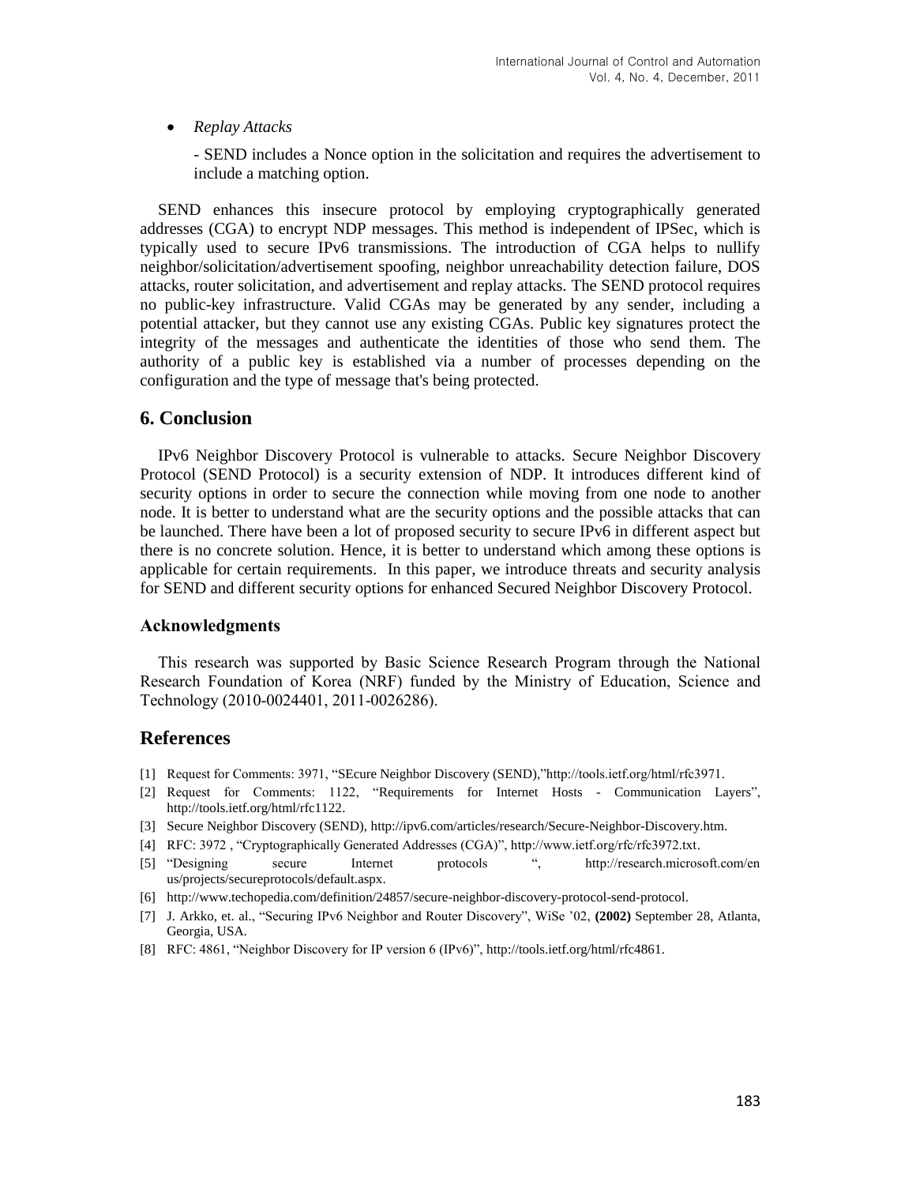- *Replay Attacks*

  - SEND includes a Nonce option in the solicitation and requires the advertisement to include a matching option.

SEND enhances this insecure protocol by employing cryptographically generated addresses (CGA) to encrypt NDP messages. This method is independent of IPSec, which is typically used to secure IPv6 transmissions. The introduction of CGA helps to nullify neighbor/solicitation/advertisement spoofing, neighbor unreachability detection failure, DOS attacks, router solicitation, and advertisement and replay attacks. The SEND protocol requires no public-key infrastructure. Valid CGAs may be generated by any sender, including a potential attacker, but they cannot use any existing CGAs. Public key signatures protect the integrity of the messages and authenticate the identities of those who send them. The authority of a public key is established via a number of processes depending on the configuration and the type of message that's being protected.

## 6. Conclusion

IPv6 Neighbor Discovery Protocol is vulnerable to attacks. Secure Neighbor Discovery Protocol (SEND Protocol) is a security extension of NDP. It introduces different kind of security options in order to secure the connection while moving from one node to another node. It is better to understand what are the security options and the possible attacks that can be launched. There have been a lot of proposed security to secure IPv6 in different aspect but there is no concrete solution. Hence, it is better to understand which among these options is applicable for certain requirements. In this paper, we introduce threats and security analysis for SEND and different security options for enhanced Secured Neighbor Discovery Protocol.

### Acknowledgments

This research was supported by Basic Science Research Program through the National Research Foundation of Korea (NRF) funded by the Ministry of Education, Science and Technology (2010-0024401, 2011-0026286).

## References

[1] Request for Comments: 3971, "SEcure Neighbor Discovery (SEND),"http://tools.ietf.org/html/rfc3971.

[2] Request for Comments: 1122, "Requirements for Internet Hosts - Communication Layers", http://tools.ietf.org/html/rfc1122.

[3] Secure Neighbor Discovery (SEND), http://ipv6.com/articles/research/Secure-Neighbor-Discovery.htm.

[4] RFC: 3972 , "Cryptographically Generated Addresses (CGA)", http://www.ietf.org/rfc/rfc3972.txt.

[5] "Designing secure Internet protocols ", http://research.microsoft.com/en us/projects/secureprotocols/default.aspx.

[6] http://www.techopedia.com/definition/24857/secure-neighbor-discovery-protocol-send-protocol.

[7] J. Arkko, et. al., "Securing IPv6 Neighbor and Router Discovery", WiSe '02, **(2002)** September 28, Atlanta, Georgia, USA.

[8] RFC: 4861, "Neighbor Discovery for IP version 6 (IPv6)", http://tools.ietf.org/html/rfc4861.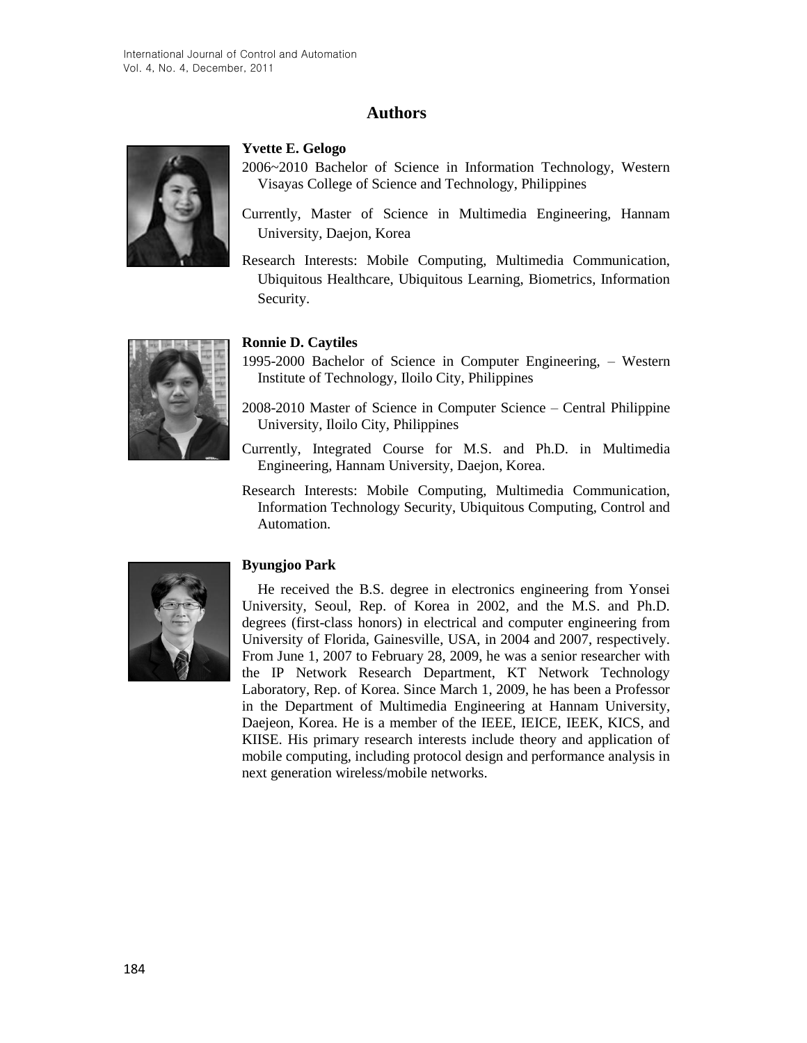## Authors

**Yvette E. Gelogo**

2006~2010 Bachelor of Science in Information Technology, Western Visayas College of Science and Technology, Philippines

Currently, Master of Science in Multimedia Engineering, Hannam University, Daejon, Korea

Research Interests: Mobile Computing, Multimedia Communication, Ubiquitous Healthcare, Ubiquitous Learning, Biometrics, Information Security.

**Ronnie D. Caytiles**

1995-2000 Bachelor of Science in Computer Engineering, – Western Institute of Technology, Iloilo City, Philippines

2008-2010 Master of Science in Computer Science – Central Philippine University, Iloilo City, Philippines

Currently, Integrated Course for M.S. and Ph.D. in Multimedia Engineering, Hannam University, Daejon, Korea.

Research Interests: Mobile Computing, Multimedia Communication, Information Technology Security, Ubiquitous Computing, Control and Automation.

**Byungjoo Park**

He received the B.S. degree in electronics engineering from Yonsei University, Seoul, Rep. of Korea in 2002, and the M.S. and Ph.D. degrees (first-class honors) in electrical and computer engineering from University of Florida, Gainesville, USA, in 2004 and 2007, respectively. From June 1, 2007 to February 28, 2009, he was a senior researcher with the IP Network Research Department, KT Network Technology Laboratory, Rep. of Korea. Since March 1, 2009, he has been a Professor in the Department of Multimedia Engineering at Hannam University, Daejeon, Korea. He is a member of the IEEE, IEICE, IEEK, KICS, and KIISE. His primary research interests include theory and application of mobile computing, including protocol design and performance analysis in next generation wireless/mobile networks.